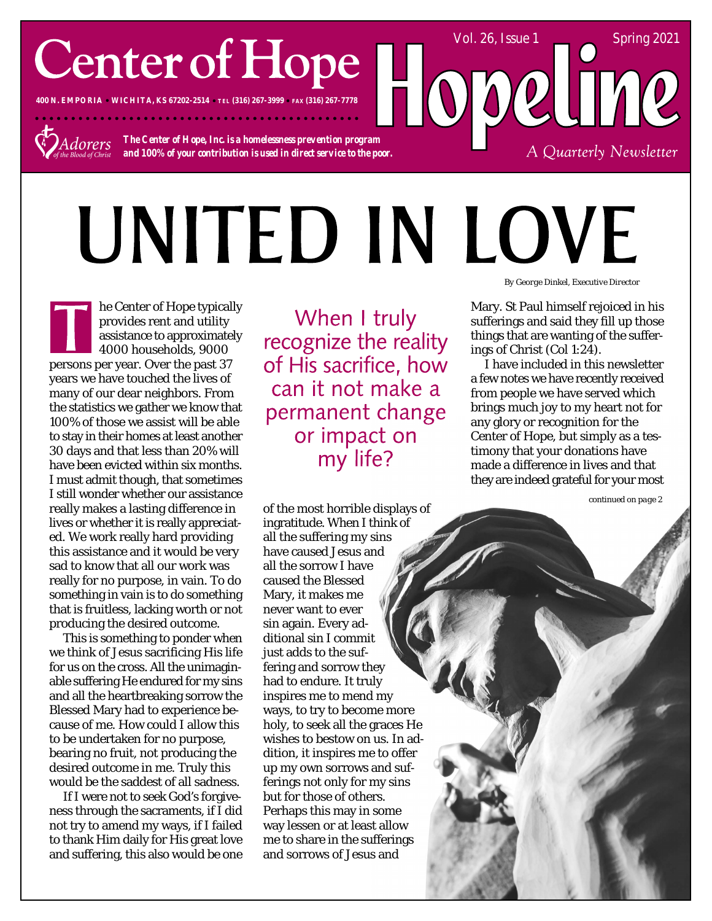# Center of Hope

400 N. EMPORIA • WICHITA, KS 67202-2514 • TEL (316) 267-3999 • FAX (316) 267-7778

Adorers of the Blood of Christ

***The Center of Hope, Inc. is a homelessness prevention program and 100% of your contribution is used in direct service to the poor.***

# Hopeline

Vol. 26, Issue 1 — Spring 2021

*A Quarterly Newsletter*

# UNITED IN LOVE

*By George Dinkel, Executive Director*

The Center of Hope typically provides rent and utility assistance to approximately 4000 households, 9000 persons per year. Over the past 37 years we have touched the lives of many of our dear neighbors. From the statistics we gather we know that 100% of those we assist will be able to stay in their homes at least another 30 days and that less than 20% will have been evicted within six months. I must admit though, that sometimes I still wonder whether our assistance really makes a lasting difference in lives or whether it is really appreciated. We work really hard providing this assistance and it would be very sad to know that all our work was really for no purpose, in vain. To do something in vain is to do something that is fruitless, lacking worth or not producing the desired outcome.

This is something to ponder when we think of Jesus sacrificing His life for us on the cross. All the unimaginable suffering He endured for my sins and all the heartbreaking sorrow the Blessed Mary had to experience because of me. How could I allow this to be undertaken for no purpose, bearing no fruit, not producing the desired outcome in me. Truly this would be the saddest of all sadness.

If I were not to seek God's forgiveness through the sacraments, if I did not try to amend my ways, if I failed to thank Him daily for His great love and suffering, this also would be one of the most horrible displays of ingratitude. When I think of all the suffering my sins have caused Jesus and all the sorrow I have caused the Blessed Mary, it makes me never want to ever sin again. Every additional sin I commit just adds to the suffering and sorrow they had to endure. It truly inspires me to mend my ways, to try to become more holy, to seek all the graces He wishes to bestow on us. In addition, it inspires me to offer up my own sorrows and sufferings not only for my sins but for those of others. Perhaps this may in some way lessen or at least allow me to share in the sufferings and sorrows of Jesus and Mary. St Paul himself rejoiced in his sufferings and said they fill up those things that are wanting of the sufferings of Christ (Col 1:24).

> When I truly recognize the reality of His sacrifice, how can it not make a permanent change or impact on my life?

I have included in this newsletter a few notes we have recently received from people we have served which brings much joy to my heart not for any glory or recognition for the Center of Hope, but simply as a testimony that your donations have made a difference in lives and that they are indeed grateful for your most

*continued on page 2*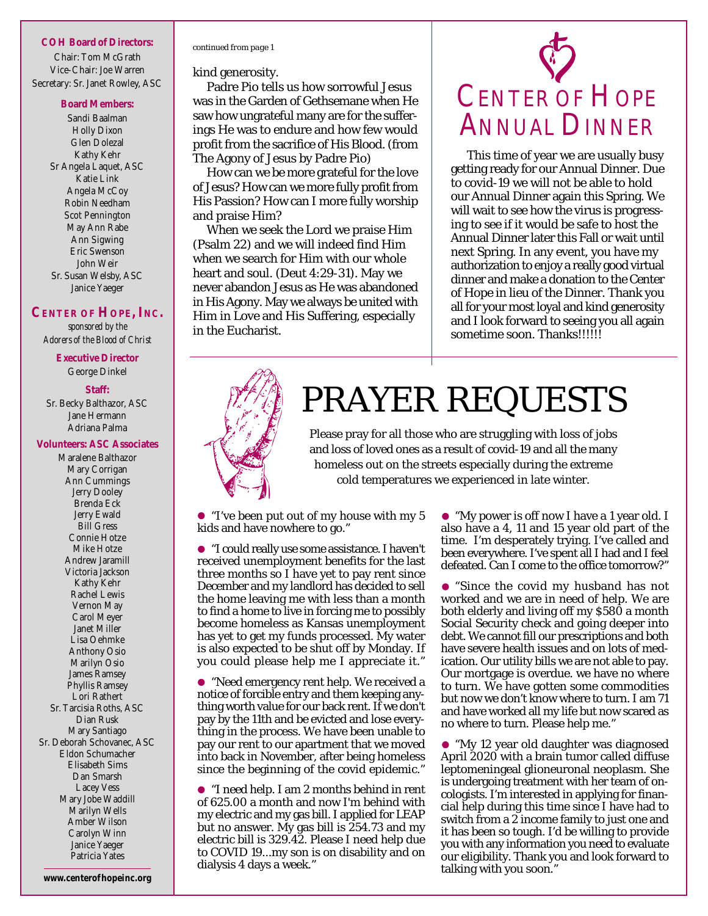**COH Board of Directors:**

Chair: Tom McGrath
Vice-Chair: Joe Warren
Secretary: Sr. Janet Rowley, ASC

**Board Members:**

Sandi Baalman
Holly Dixon
Glen Dolezal
Kathy Kehr
Sr Angela Laquet, ASC
Katie Link
Angela McCoy
Robin Needham
Scot Pennington
May Ann Rabe
Ann Sigwing
Eric Swenson
John Weir
Sr. Susan Welsby, ASC
Janice Yaeger

**CENTER OF HOPE, INC.**

*sponsored by the Adorers of the Blood of Christ*

**Executive Director**

George Dinkel

**Staff:**

Sr. Becky Balthazor, ASC
Jane Hermann
Adriana Palma

**Volunteers: ASC Associates**

Maralene Balthazor
Mary Corrigan
Ann Cummings
Jerry Dooley
Brenda Eck
Jerry Ewald
Bill Gress
Connie Hotze
Mike Hotze
Andrew Jaramill
Victoria Jackson
Kathy Kehr
Rachel Lewis
Vernon May
Carol Meyer
Janet Miller
Lisa Oehmke
Anthony Osio
Marilyn Osio
James Ramsey
Phyllis Ramsey
Lori Rathert
Sr. Tarcisia Roths, ASC
Dian Rusk
Mary Santiago
Sr. Deborah Schovanec, ASC
Eldon Schumacher
Elisabeth Sims
Dan Smarsh
Lacey Vess
Mary Jobe Waddill
Marilyn Wells
Amber Wilson
Carolyn Winn
Janice Yaeger
Patricia Yates

www.centerofhopeinc.org

continued from page 1

kind generosity.

Padre Pio tells us how sorrowful Jesus was in the Garden of Gethsemane when He saw how ungrateful many are for the sufferings He was to endure and how few would profit from the sacrifice of His Blood. (from The Agony of Jesus by Padre Pio)

How can we be more grateful for the love of Jesus? How can we more fully profit from His Passion? How can I more fully worship and praise Him?

When we seek the Lord we praise Him (Psalm 22) and we will indeed find Him when we search for Him with our whole heart and soul. (Deut 4:29-31). May we never abandon Jesus as He was abandoned in His Agony. May we always be united with Him in Love and His Suffering, especially in the Eucharist.

# CENTER OF HOPE ANNUAL DINNER

This time of year we are usually busy getting ready for our Annual Dinner. Due to covid-19 we will not be able to hold our Annual Dinner again this Spring. We will wait to see how the virus is progressing to see if it would be safe to host the Annual Dinner later this Fall or wait until next Spring. In any event, you have my authorization to enjoy a really good virtual dinner and make a donation to the Center of Hope in lieu of the Dinner. Thank you all for your most loyal and kind generosity and I look forward to seeing you all again sometime soon. Thanks!!!!!!

# PRAYER REQUESTS

Please pray for all those who are struggling with loss of jobs and loss of loved ones as a result of covid-19 and all the many homeless out on the streets especially during the extreme cold temperatures we experienced in late winter.

- "I've been put out of my house with my 5 kids and have nowhere to go."

- "I could really use some assistance. I haven't received unemployment benefits for the last three months so I have yet to pay rent since December and my landlord has decided to sell the home leaving me with less than a month to find a home to live in forcing me to possibly become homeless as Kansas unemployment has yet to get my funds processed. My water is also expected to be shut off by Monday. If you could please help me I appreciate it."

- "Need emergency rent help. We received a notice of forcible entry and them keeping anything worth value for our back rent. If we don't pay by the 11th and be evicted and lose everything in the process. We have been unable to pay our rent to our apartment that we moved into back in November, after being homeless since the beginning of the covid epidemic."

- "I need help. I am 2 months behind in rent of 625.00 a month and now I'm behind with my electric and my gas bill. I applied for LEAP but no answer. My gas bill is 254.73 and my electric bill is 329.42. Please I need help due to COVID 19...my son is on disability and on dialysis 4 days a week."

- "My power is off now I have a 1 year old. I also have a 4, 11 and 15 year old part of the time. I'm desperately trying. I've called and been everywhere. I've spent all I had and I feel defeated. Can I come to the office tomorrow?"

- "Since the covid my husband has not worked and we are in need of help. We are both elderly and living off my $580 a month Social Security check and going deeper into debt. We cannot fill our prescriptions and both have severe health issues and on lots of medication. Our utility bills we are not able to pay. Our mortgage is overdue. we have no where to turn. We have gotten some commodities but now we don't know where to turn. I am 71 and have worked all my life but now scared as no where to turn. Please help me."

- "My 12 year old daughter was diagnosed April 2020 with a brain tumor called diffuse leptomeningeal glioneuronal neoplasm. She is undergoing treatment with her team of oncologists. I'm interested in applying for financial help during this time since I have had to switch from a 2 income family to just one and it has been so tough. I'd be willing to provide you with any information you need to evaluate our eligibility. Thank you and look forward to talking with you soon."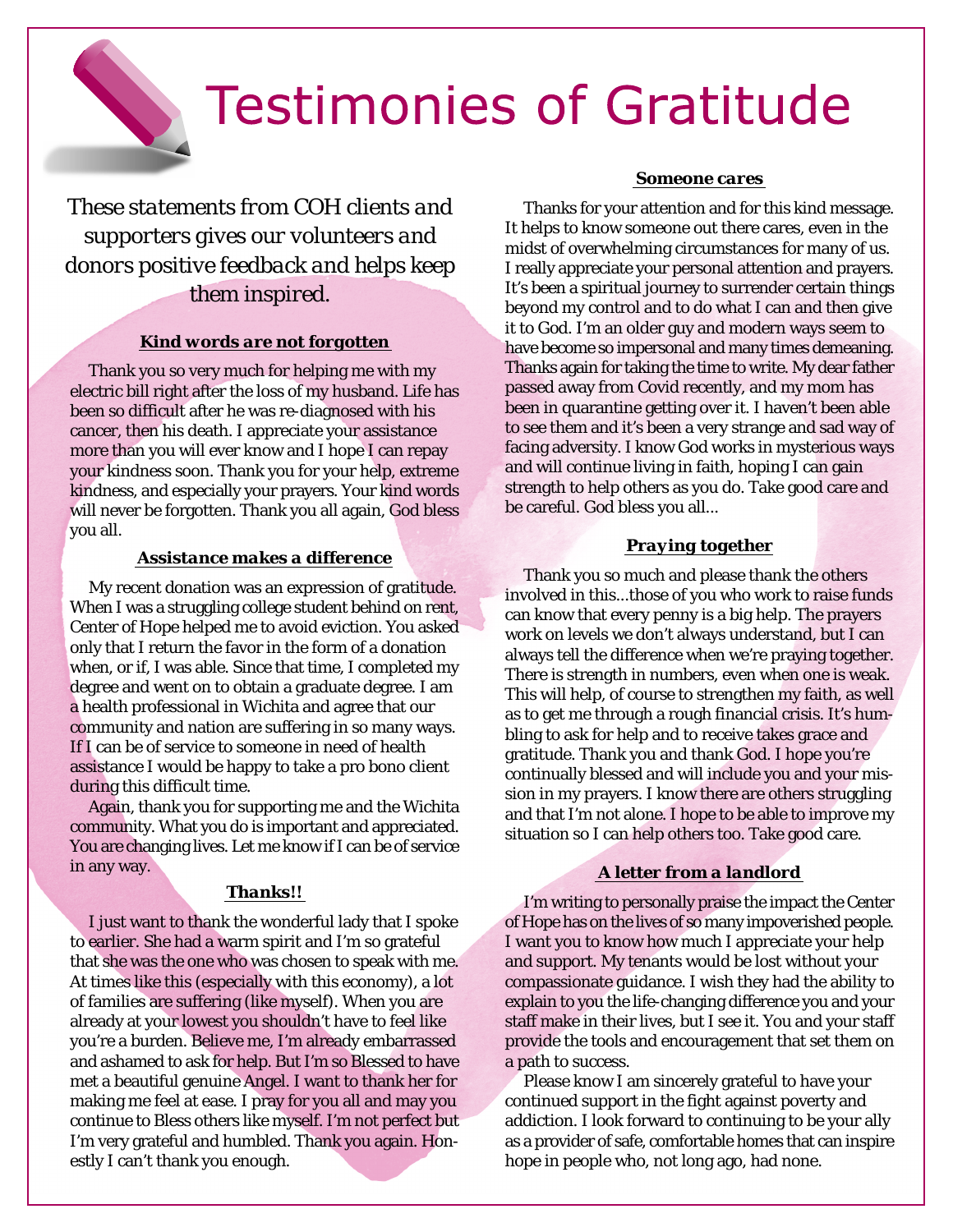# Testimonies of Gratitude

*These statements from COH clients and supporters gives our volunteers and donors positive feedback and helps keep them inspired.*

### *Kind words are not forgotten*

Thank you so very much for helping me with my electric bill right after the loss of my husband. Life has been so difficult after he was re-diagnosed with his cancer, then his death. I appreciate your assistance more than you will ever know and I hope I can repay your kindness soon. Thank you for your help, extreme kindness, and especially your prayers. Your kind words will never be forgotten. Thank you all again, God bless you all.

### *Assistance makes a difference*

My recent donation was an expression of gratitude. When I was a struggling college student behind on rent, Center of Hope helped me to avoid eviction. You asked only that I return the favor in the form of a donation when, or if, I was able. Since that time, I completed my degree and went on to obtain a graduate degree. I am a health professional in Wichita and agree that our community and nation are suffering in so many ways. If I can be of service to someone in need of health assistance I would be happy to take a pro bono client during this difficult time.

Again, thank you for supporting me and the Wichita community. What you do is important and appreciated. You are changing lives. Let me know if I can be of service in any way.

### *Thanks!!*

I just want to thank the wonderful lady that I spoke to earlier. She had a warm spirit and I'm so grateful that she was the one who was chosen to speak with me. At times like this (especially with this economy), a lot of families are suffering (like myself). When you are already at your lowest you shouldn't have to feel like you're a burden. Believe me, I'm already embarrassed and ashamed to ask for help. But I'm so Blessed to have met a beautiful genuine Angel. I want to thank her for making me feel at ease. I pray for you all and may you continue to Bless others like myself. I'm not perfect but I'm very grateful and humbled. Thank you again. Honestly I can't thank you enough.

### *Someone cares*

Thanks for your attention and for this kind message. It helps to know someone out there cares, even in the midst of overwhelming circumstances for many of us. I really appreciate your personal attention and prayers. It's been a spiritual journey to surrender certain things beyond my control and to do what I can and then give it to God. I'm an older guy and modern ways seem to have become so impersonal and many times demeaning. Thanks again for taking the time to write. My dear father passed away from Covid recently, and my mom has been in quarantine getting over it. I haven't been able to see them and it's been a very strange and sad way of facing adversity. I know God works in mysterious ways and will continue living in faith, hoping I can gain strength to help others as you do. Take good care and be careful. God bless you all...

### *Praying together*

Thank you so much and please thank the others involved in this...those of you who work to raise funds can know that every penny is a big help. The prayers work on levels we don't always understand, but I can always tell the difference when we're praying together. There is strength in numbers, even when one is weak. This will help, of course to strengthen my faith, as well as to get me through a rough financial crisis. It's humbling to ask for help and to receive takes grace and gratitude. Thank you and thank God. I hope you're continually blessed and will include you and your mission in my prayers. I know there are others struggling and that I'm not alone. I hope to be able to improve my situation so I can help others too. Take good care.

### *A letter from a landlord*

I'm writing to personally praise the impact the Center of Hope has on the lives of so many impoverished people. I want you to know how much I appreciate your help and support. My tenants would be lost without your compassionate guidance. I wish they had the ability to explain to you the life-changing difference you and your staff make in their lives, but I see it. You and your staff provide the tools and encouragement that set them on a path to success.

Please know I am sincerely grateful to have your continued support in the fight against poverty and addiction. I look forward to continuing to be your ally as a provider of safe, comfortable homes that can inspire hope in people who, not long ago, had none.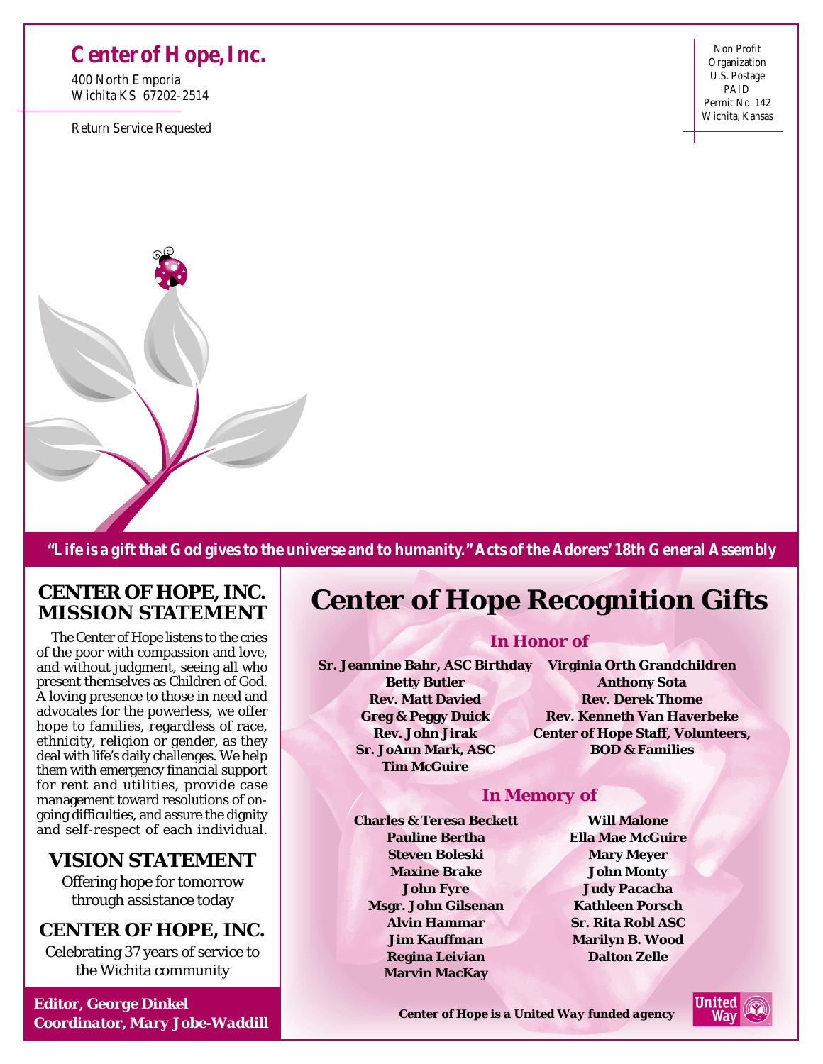**Center of Hope, Inc.**

400 North Emporia
Wichita KS 67202-2514

Return Service Requested

Non Profit
Organization
U.S. Postage
PAID
Permit No. 142
Wichita, Kansas

**"Life is a gift that God gives to the universe and to humanity." Acts of the Adorers' 18th General Assembly**

## CENTER OF HOPE, INC. MISSION STATEMENT

The Center of Hope listens to the cries of the poor with compassion and love, and without judgment, seeing all who present themselves as Children of God. A loving presence to those in need and advocates for the powerless, we offer hope to families, regardless of race, ethnicity, religion or gender, as they deal with life's daily challenges. We help them with emergency financial support for rent and utilities, provide case management toward resolutions of ongoing difficulties, and assure the dignity and self-respect of each individual.

## VISION STATEMENT

Offering hope for tomorrow through assistance today

## CENTER OF HOPE, INC.

Celebrating 37 years of service to the Wichita community

**Editor, George Dinkel**
**Coordinator, Mary Jobe-Waddill**

# Center of Hope Recognition Gifts

### In Honor of

**Sr. Jeannine Bahr, ASC Birthday**
**Betty Butler**
**Rev. Matt Davied**
**Greg & Peggy Duick**
**Rev. John Jirak**
**Sr. JoAnn Mark, ASC**
**Tim McGuire**
**Virginia Orth Grandchildren**
**Anthony Sota**
**Rev. Derek Thome**
**Rev. Kenneth Van Haverbeke**
**Center of Hope Staff, Volunteers, BOD & Families**

### In Memory of

**Charles & Teresa Beckett**
**Pauline Bertha**
**Steven Boleski**
**Maxine Brake**
**John Fyre**
**Msgr. John Gilsenan**
**Alvin Hammar**
**Jim Kauffman**
**Regina Leivian**
**Marvin MacKay**
**Will Malone**
**Ella Mae McGuire**
**Mary Meyer**
**John Monty**
**Judy Pacacha**
**Kathleen Porsch**
**Sr. Rita Robl ASC**
**Marilyn B. Wood**
**Dalton Zelle**

*Center of Hope is a United Way funded agency*